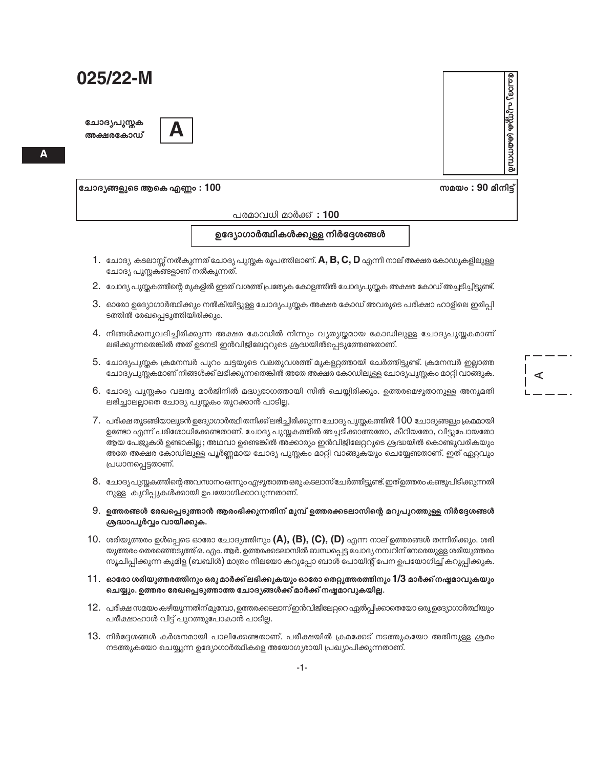# 025/22-M

ചോദ്യപുസ്തക അക്ഷരകോഡ് **A**

ചോദ്യങ്ങളുടെ ആകെ എണ്ണം : 100

സമയം : 90 മിനിട്ട്

പരമാവധി മാർക്ക് : 100

## ഉദ്യോഗാർത്ഥികൾക്കുള്ള നിർദ്ദേശങ്ങൾ

1. ചോദ്യ കടലാസ്സ് നൽകുന്നത് ചോദ്യ പുസ്തക രൂപത്തിലാണ്. **A, B, C, D** എന്നീ നാല് അക്ഷര കോഡുകളിലുള്ള ചോദ്യ പുസ്തകങ്ങളാണ് നൽകുന്നത്.
2. ചോദ്യ പുസ്തകത്തിന്റെ മുകളിൽ ഇടത് വശത്ത് പ്രത്യേക കോളത്തിൽ ചോദ്യപുസ്തക അക്ഷര കോഡ് അച്ചടിച്ചിട്ടുണ്ട്.
3. ഓരോ ഉദ്യോഗാർത്ഥിക്കും നൽകിയിട്ടുള്ള ചോദ്യപുസ്തക അക്ഷര കോഡ് അവരുടെ പരീക്ഷാ ഹാളിലെ ഇരിപ്പിടത്തിൽ രേഖപ്പെടുത്തിയിരിക്കും.
4. നിങ്ങൾക്കനുവദിച്ചിരിക്കുന്ന അക്ഷര കോഡിൽ നിന്നും വ്യത്യസ്തമായ കോഡിലുള്ള ചോദ്യപുസ്തകമാണ് ലഭിക്കുന്നതെങ്കിൽ അത് ഉടനടി ഇൻവിജിലേറ്ററുടെ ശ്രദ്ധയിൽപ്പെടുത്തേണ്ടതാണ്.
5. ചോദ്യപുസ്തക ക്രമനമ്പർ പുറം ചട്ടയുടെ വലതുവശത്ത് മുകളറ്റത്തായി ചേർത്തിട്ടുണ്ട്. ക്രമനമ്പർ ഇല്ലാത്ത ചോദ്യപുസ്തകമാണ് നിങ്ങൾക്ക് ലഭിക്കുന്നതെങ്കിൽ അതേ അക്ഷര കോഡിലുള്ള ചോദ്യപുസ്തകം മാറ്റി വാങ്ങുക.
6. ചോദ്യ പുസ്തകം വലതു മാർജിനിൽ മദ്ധ്യഭാഗത്തായി സീൽ ചെയ്തിരിക്കും. ഉത്തരമെഴുതാനുള്ള അനുമതി ലഭിച്ചാലല്ലാതെ ചോദ്യ പുസ്തകം തുറക്കാൻ പാടില്ല.
7. പരീക്ഷ തുടങ്ങിയാലുടൻ ഉദ്യോഗാർത്ഥി തനിക്ക് ലഭിച്ചിരിക്കുന്ന ചോദ്യ പുസ്തകത്തിൽ 100 ചോദ്യങ്ങളും ക്രമമായി ഉണ്ടോ എന്ന് പരിശോധിക്കേണ്ടതാണ്. ചോദ്യ പുസ്തകത്തിൽ അച്ചടിക്കാത്തതോ, കീറിയതോ, വിട്ടുപോയതോ ആയ പേജുകൾ ഉണ്ടാകില്ല; അഥവാ ഉണ്ടെങ്കിൽ അക്കാര്യം ഇൻവിജിലേറ്ററുടെ ശ്രദ്ധയിൽ കൊണ്ടുവരികയും അതേ അക്ഷര കോഡിലുള്ള പൂർണ്ണമായ ചോദ്യ പുസ്തകം മാറ്റി വാങ്ങുകയും ചെയ്യേണ്ടതാണ്. ഇത് ഏറ്റവും പ്രധാനപ്പെട്ടതാണ്.
8. ചോദ്യപുസ്തകത്തിന്റെ അവസാനം ഒന്നും എഴുതാത്ത ഒരു കടലാസ് ചേർത്തിട്ടുണ്ട്. ഇത് ഉത്തരം കണ്ടുപിടിക്കുന്നതിനുള്ള കുറിപ്പുകൾക്കായി ഉപയോഗിക്കാവുന്നതാണ്.
9. **ഉത്തരങ്ങൾ രേഖപ്പെടുത്താൻ ആരംഭിക്കുന്നതിന് മുമ്പ് ഉത്തരക്കടലാസിന്റെ മറുപുറത്തുള്ള നിർദ്ദേശങ്ങൾ ശ്രദ്ധാപൂർവ്വം വായിക്കുക.**
10. ശരിയുത്തരം ഉൾപ്പെടെ ഓരോ ചോദ്യത്തിനും **(A), (B), (C), (D)** എന്ന നാല് ഉത്തരങ്ങൾ തന്നിരിക്കും. ശരിയുത്തരം തെരഞ്ഞെടുത്ത് ഒ. എം. ആർ. ഉത്തരക്കടലാസിൽ ബന്ധപ്പെട്ട ചോദ്യ നമ്പറിന് നേരെയുള്ള ശരിയുത്തരം സൂചിപ്പിക്കുന്ന കുമിള (ബബിൾ) മാത്രം നീലയോ കറുപ്പോ ബാൾ പോയിന്റ് പേന ഉപയോഗിച്ച് കറുപ്പിക്കുക.
11. **ഓരോ ശരിയുത്തരത്തിനും ഒരു മാർക്ക് ലഭിക്കുകയും ഓരോ തെറ്റുത്തരത്തിനും 1/3 മാർക്ക് നഷ്ടമാവുകയും ചെയ്യും. ഉത്തരം രേഖപ്പെടുത്താത്ത ചോദ്യങ്ങൾക്ക് മാർക്ക് നഷ്ടമാവുകയില്ല.**
12. പരീക്ഷ സമയം കഴിയുന്നതിന് മുമ്പോ, ഉത്തരക്കടലാസ് ഇൻവിജിലേറ്ററെ ഏൽപ്പിക്കാതെയോ ഒരു ഉദ്യോഗാർത്ഥിയും പരീക്ഷാഹാൾ വിട്ട് പുറത്തുപോകാൻ പാടില്ല.
13. നിർദ്ദേശങ്ങൾ കർശനമായി പാലിക്കേണ്ടതാണ്. പരീക്ഷയിൽ ക്രമക്കേട് നടത്തുകയോ അതിനുള്ള ശ്രമം നടത്തുകയോ ചെയ്യുന്ന ഉദ്യോഗാർത്ഥികളെ അയോഗ്യരായി പ്രഖ്യാപിക്കുന്നതാണ്.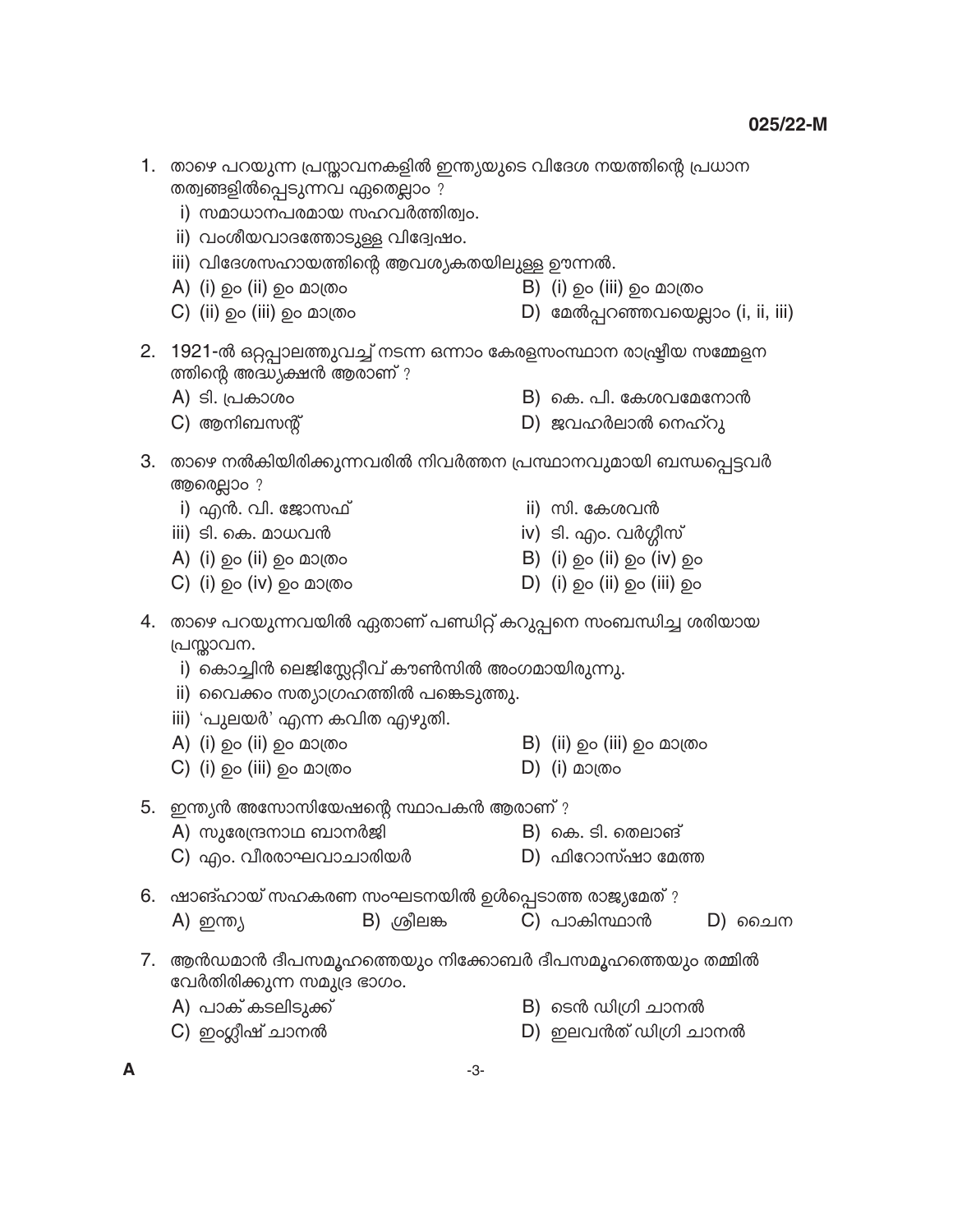1. താഴെ പറയുന്ന പ്രസ്താവനകളിൽ ഇന്ത്യയുടെ വിദേശ നയത്തിന്റെ പ്രധാന തത്വങ്ങളിൽപ്പെടുന്നവ ഏതെല്ലാം ?
   i) സമാധാനപരമായ സഹവർത്തിത്വം.
   ii) വംശീയവാദത്തോടുള്ള വിദ്വേഷം.
   iii) വിദേശസഹായത്തിന്റെ ആവശ്യകതയിലുള്ള ഊന്നൽ.

   A) (i) ഉം (ii) ഉം മാത്രം
   B) (i) ഉം (iii) ഉം മാത്രം
   C) (ii) ഉം (iii) ഉം മാത്രം
   D) മേൽപ്പറഞ്ഞവയെല്ലാം (i, ii, iii)

2. 1921-ൽ ഒറ്റപ്പാലത്തുവച്ച് നടന്ന ഒന്നാം കേരളസംസ്ഥാന രാഷ്ട്രീയ സമ്മേളനത്തിന്റെ അദ്ധ്യക്ഷൻ ആരാണ് ?

   A) ടി. പ്രകാശം
   B) കെ. പി. കേശവമേനോൻ
   C) ആനിബസന്റ്
   D) ജവഹർലാൽ നെഹ്റു

3. താഴെ നൽകിയിരിക്കുന്നവരിൽ നിവർത്തന പ്രസ്ഥാനവുമായി ബന്ധപ്പെട്ടവർ ആരെല്ലാം ?
   i) എൻ. വി. ജോസഫ്
   ii) സി. കേശവൻ
   iii) ടി. കെ. മാധവൻ
   iv) ടി. എം. വർഗ്ഗീസ്

   A) (i) ഉം (ii) ഉം മാത്രം
   B) (i) ഉം (ii) ഉം (iv) ഉം
   C) (i) ഉം (iv) ഉം മാത്രം
   D) (i) ഉം (ii) ഉം (iii) ഉം

4. താഴെ പറയുന്നവയിൽ ഏതാണ് പണ്ഡിറ്റ് കറുപ്പനെ സംബന്ധിച്ച ശരിയായ പ്രസ്താവന.
   i) കൊച്ചിൻ ലെജിസ്ലേറ്റീവ് കൗൺസിൽ അംഗമായിരുന്നു.
   ii) വൈക്കം സത്യാഗ്രഹത്തിൽ പങ്കെടുത്തു.
   iii) 'പുലയർ' എന്ന കവിത എഴുതി.

   A) (i) ഉം (ii) ഉം മാത്രം
   B) (ii) ഉം (iii) ഉം മാത്രം
   C) (i) ഉം (iii) ഉം മാത്രം
   D) (i) മാത്രം

5. ഇന്ത്യൻ അസോസിയേഷന്റെ സ്ഥാപകൻ ആരാണ് ?

   A) സുരേന്ദ്രനാഥ ബാനർജി
   B) കെ. ടി. തെലാങ്
   C) എം. വീരരാഘവാചാരിയർ
   D) ഫിറോസ്ഷാ മേത്ത

6. ഷാങ്ഹായ് സഹകരണ സംഘടനയിൽ ഉൾപ്പെടാത്ത രാജ്യമേത് ?

   A) ഇന്ത്യ
   B) ശ്രീലങ്ക
   C) പാകിസ്ഥാൻ
   D) ചൈന

7. ആൻഡമാൻ ദ്വീപസമൂഹത്തെയും നിക്കോബർ ദ്വീപസമൂഹത്തെയും തമ്മിൽ വേർതിരിക്കുന്ന സമുദ്ര ഭാഗം.

   A) പാക് കടലിടുക്ക്
   B) ടെൻ ഡിഗ്രി ചാനൽ
   C) ഇംഗ്ലീഷ് ചാനൽ
   D) ഇലവൻത് ഡിഗ്രി ചാനൽ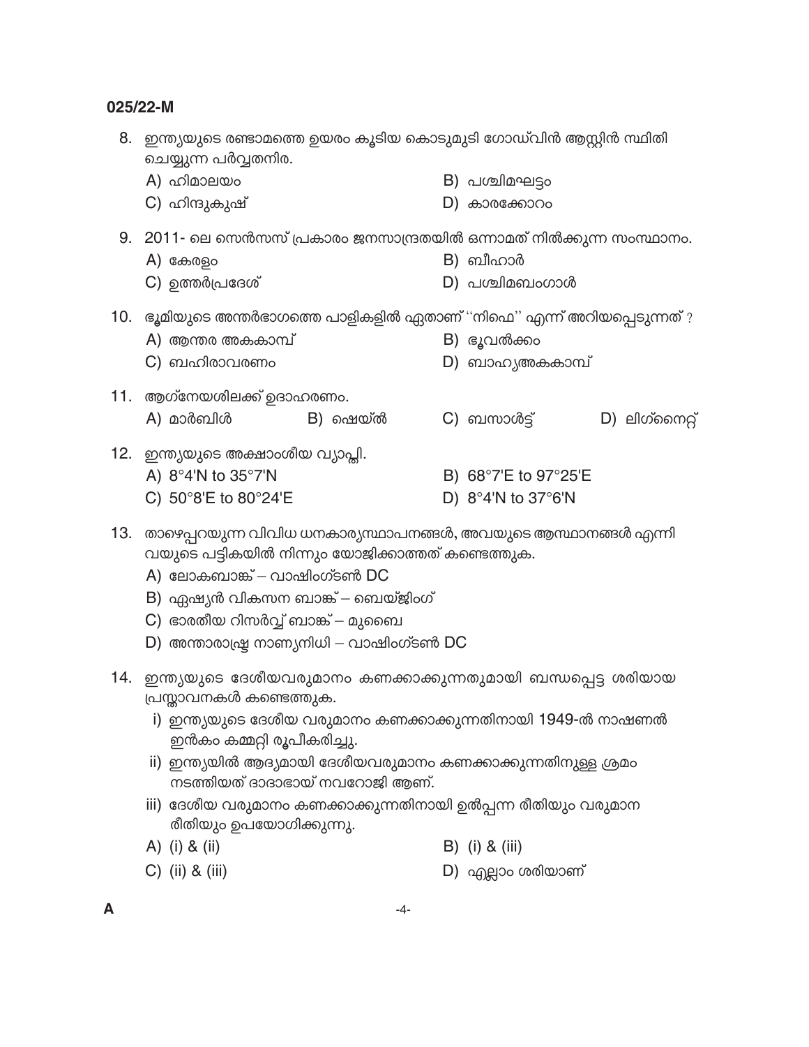8. ഇന്ത്യയുടെ രണ്ടാമത്തെ ഉയരം കൂടിയ കൊടുമുടി ഗോഡ്വിൻ ആസ്റ്റിൻ സ്ഥിതി ചെയ്യുന്ന പർവ്വതനിര.

   A) ഹിമാലയം
   B) പശ്ചിമഘട്ടം
   C) ഹിന്ദുകുഷ്
   D) കാരക്കോറം

9. 2011- ലെ സെൻസസ് പ്രകാരം ജനസാന്ദ്രതയിൽ ഒന്നാമത് നിൽക്കുന്ന സംസ്ഥാനം.

   A) കേരളം
   B) ബീഹാർ
   C) ഉത്തർപ്രദേശ്
   D) പശ്ചിമബംഗാൾ

10. ഭൂമിയുടെ അന്തർഭാഗത്തെ പാളികളിൽ ഏതാണ് ''നിഫെ'' എന്ന് അറിയപ്പെടുന്നത് ?

    A) ആന്തര അകകാമ്പ്
    B) ഭൂവൽക്കം
    C) ബഹിരാവരണം
    D) ബാഹ്യഅകകാമ്പ്

11. ആഗ്നേയശിലക്ക് ഉദാഹരണം.

    A) മാർബിൾ
    B) ഷെയ്ൽ
    C) ബസാൾട്ട്
    D) ലിഗ്നൈറ്റ്

12. ഇന്ത്യയുടെ അക്ഷാംശീയ വ്യാപ്തി.

    A) 8°4'N to 35°7'N
    B) 68°7'E to 97°25'E
    C) 50°8'E to 80°24'E
    D) 8°4'N to 37°6'N

13. താഴെപ്പറയുന്ന വിവിധ ധനകാര്യസ്ഥാപനങ്ങൾ, അവയുടെ ആസ്ഥാനങ്ങൾ എന്നിവയുടെ പട്ടികയിൽ നിന്നും യോജിക്കാത്തത് കണ്ടെത്തുക.

    A) ലോകബാങ്ക് – വാഷിംഗ്ടൺ DC
    B) ഏഷ്യൻ വികസന ബാങ്ക് – ബെയ്ജിംഗ്
    C) ഭാരതീയ റിസർവ്വ് ബാങ്ക് – മുബൈ
    D) അന്താരാഷ്ട്ര നാണ്യനിധി – വാഷിംഗ്ടൺ DC

14. ഇന്ത്യയുടെ ദേശീയവരുമാനം കണക്കാക്കുന്നതുമായി ബന്ധപ്പെട്ട ശരിയായ പ്രസ്താവനകൾ കണ്ടെത്തുക.

    i) ഇന്ത്യയുടെ ദേശീയ വരുമാനം കണക്കാക്കുന്നതിനായി 1949-ൽ നാഷണൽ ഇൻകം കമ്മറ്റി രൂപീകരിച്ചു.
    ii) ഇന്ത്യയിൽ ആദ്യമായി ദേശീയവരുമാനം കണക്കാക്കുന്നതിനുള്ള ശ്രമം നടത്തിയത് ദാദാഭായ് നവറോജി ആണ്.
    iii) ദേശീയ വരുമാനം കണക്കാക്കുന്നതിനായി ഉൽപ്പന്ന രീതിയും വരുമാന രീതിയും ഉപയോഗിക്കുന്നു.

    A) (i) & (ii)
    B) (i) & (iii)
    C) (ii) & (iii)
    D) എല്ലാം ശരിയാണ്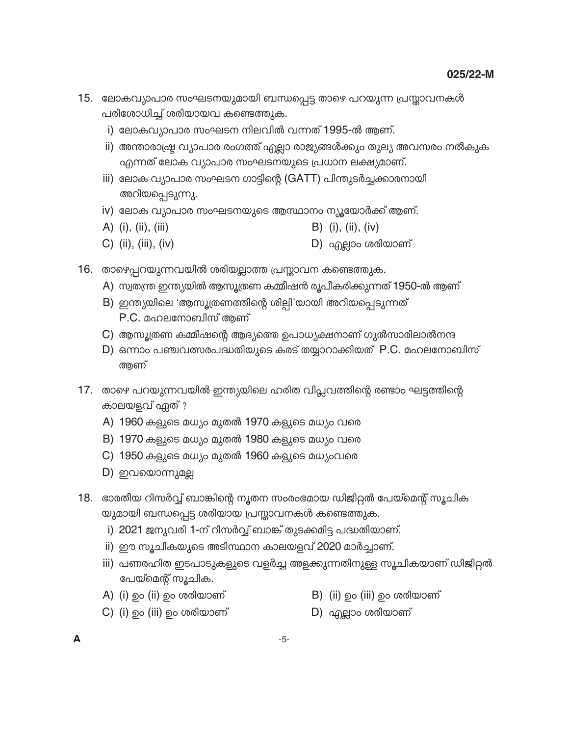15. ലോകവ്യാപാര സംഘടനയുമായി ബന്ധപ്പെട്ട താഴെ പറയുന്ന പ്രസ്താവനകൾ പരിശോധിച്ച് ശരിയായവ കണ്ടെത്തുക.

   i) ലോകവ്യാപാര സംഘടന നിലവിൽ വന്നത് 1995-ൽ ആണ്.

   ii) അന്താരാഷ്ട്ര വ്യാപാര രംഗത്ത് എല്ലാ രാജ്യങ്ങൾക്കും തുല്യ അവസരം നൽകുക എന്നത് ലോക വ്യാപാര സംഘടനയുടെ പ്രധാന ലക്ഷ്യമാണ്.

   iii) ലോക വ്യാപാര സംഘടന ഗാട്ടിന്റെ (GATT) പിന്തുടർച്ചക്കാരനായി അറിയപ്പെടുന്നു.

   iv) ലോക വ്യാപാര സംഘടനയുടെ ആസ്ഥാനം ന്യൂയോർക്ക് ആണ്.

   A) (i), (ii), (iii)
   B) (i), (ii), (iv)
   C) (ii), (iii), (iv)
   D) എല്ലാം ശരിയാണ്

16. താഴെപ്പറയുന്നവയിൽ ശരിയല്ലാത്ത പ്രസ്താവന കണ്ടെത്തുക.

   A) സ്വതന്ത്ര ഇന്ത്യയിൽ ആസൂത്രണ കമ്മീഷൻ രൂപീകരിക്കുന്നത് 1950-ൽ ആണ്
   B) ഇന്ത്യയിലെ 'ആസൂത്രണത്തിന്റെ ശില്പി'യായി അറിയപ്പെടുന്നത് P.C. മഹലനോബിസ് ആണ്
   C) ആസൂത്രണ കമ്മീഷന്റെ ആദ്യത്തെ ഉപാധ്യക്ഷനാണ് ഗുൽസാരിലാൽനന്ദ
   D) ഒന്നാം പഞ്ചവത്സരപദ്ധതിയുടെ കരട് തയ്യാറാക്കിയത് P.C. മഹലനോബിസ് ആണ്

17. താഴെ പറയുന്നവയിൽ ഇന്ത്യയിലെ ഹരിത വിപ്ലവത്തിന്റെ രണ്ടാം ഘട്ടത്തിന്റെ കാലയളവ് ഏത് ?

   A) 1960 കളുടെ മധ്യം മുതൽ 1970 കളുടെ മധ്യം വരെ
   B) 1970 കളുടെ മധ്യം മുതൽ 1980 കളുടെ മധ്യം വരെ
   C) 1950 കളുടെ മധ്യം മുതൽ 1960 കളുടെ മധ്യംവരെ
   D) ഇവയൊന്നുമല്ല

18. ഭാരതീയ റിസർവ്വ് ബാങ്കിന്റെ നൂതന സംരംഭമായ ഡിജിറ്റൽ പേയ്മെന്റ് സൂചികയുമായി ബന്ധപ്പെട്ട ശരിയായ പ്രസ്താവനകൾ കണ്ടെത്തുക.

   i) 2021 ജനുവരി 1-ന് റിസർവ്വ് ബാങ്ക് തുടക്കമിട്ട പദ്ധതിയാണ്.

   ii) ഈ സൂചികയുടെ അടിസ്ഥാന കാലയളവ് 2020 മാർച്ചാണ്.

   iii) പണരഹിത ഇടപാടുകളുടെ വളർച്ച അളക്കുന്നതിനുള്ള സൂചികയാണ് ഡിജിറ്റൽ പേയ്മെന്റ് സൂചിക.

   A) (i) ഉം (ii) ഉം ശരിയാണ്
   B) (ii) ഉം (iii) ഉം ശരിയാണ്
   C) (i) ഉം (iii) ഉം ശരിയാണ്
   D) എല്ലാം ശരിയാണ്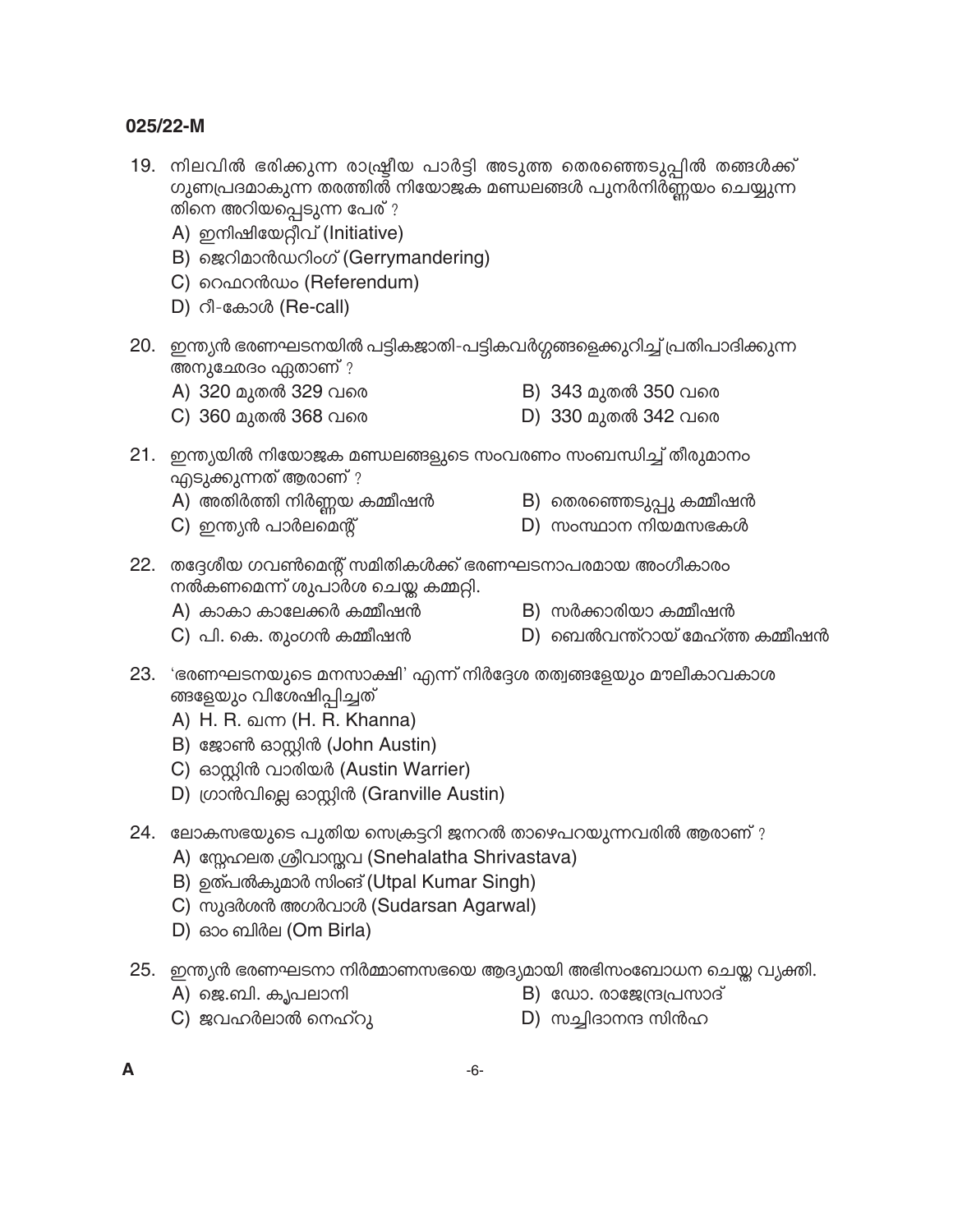19. നിലവിൽ ഭരിക്കുന്ന രാഷ്ട്രീയ പാർട്ടി അടുത്ത തെരഞ്ഞെടുപ്പിൽ തങ്ങൾക്ക് ഗുണപ്രദമാകുന്ന തരത്തിൽ നിയോജക മണ്ഡലങ്ങൾ പുനർനിർണ്ണയം ചെയ്യുന്നതിനെ അറിയപ്പെടുന്ന പേര് ?
   - A) ഇനിഷിയേറ്റീവ് (Initiative)
   - B) ജെറിമാൻഡറിംഗ് (Gerrymandering)
   - C) റെഫറൻഡം (Referendum)
   - D) റീ-കോൾ (Re-call)

20. ഇന്ത്യൻ ഭരണഘടനയിൽ പട്ടികജാതി-പട്ടികവർഗ്ഗങ്ങളെക്കുറിച്ച് പ്രതിപാദിക്കുന്ന അനുച്ഛേദം ഏതാണ് ?
   - A) 320 മുതൽ 329 വരെ
   - B) 343 മുതൽ 350 വരെ
   - C) 360 മുതൽ 368 വരെ
   - D) 330 മുതൽ 342 വരെ

21. ഇന്ത്യയിൽ നിയോജക മണ്ഡലങ്ങളുടെ സംവരണം സംബന്ധിച്ച് തീരുമാനം എടുക്കുന്നത് ആരാണ് ?
   - A) അതിർത്തി നിർണ്ണയ കമ്മീഷൻ
   - B) തെരഞ്ഞെടുപ്പു കമ്മീഷൻ
   - C) ഇന്ത്യൻ പാർലമെന്റ്
   - D) സംസ്ഥാന നിയമസഭകൾ

22. തദ്ദേശീയ ഗവൺമെന്റ് സമിതികൾക്ക് ഭരണഘടനാപരമായ അംഗീകാരം നൽകണമെന്ന് ശുപാർശ ചെയ്ത കമ്മറ്റി.
   - A) കാകാ കാലേക്കർ കമ്മീഷൻ
   - B) സർക്കാരിയാ കമ്മീഷൻ
   - C) പി. കെ. തുംഗൻ കമ്മീഷൻ
   - D) ബെൽവന്ത്റായ് മേഹ്ത്ത കമ്മീഷൻ

23. 'ഭരണഘടനയുടെ മനസാക്ഷി' എന്ന് നിർദ്ദേശ തത്വങ്ങളേയും മൗലീകാവകാശങ്ങളേയും വിശേഷിപ്പിച്ചത്
   - A) H. R. ഖന്ന (H. R. Khanna)
   - B) ജോൺ ഓസ്റ്റിൻ (John Austin)
   - C) ഓസ്റ്റിൻ വാരിയർ (Austin Warrier)
   - D) ഗ്രാൻവില്ലെ ഓസ്റ്റിൻ (Granville Austin)

24. ലോകസഭയുടെ പുതിയ സെക്രട്ടറി ജനറൽ താഴെപറയുന്നവരിൽ ആരാണ് ?
   - A) സ്നേഹലത ശ്രീവാസ്തവ (Snehalatha Shrivastava)
   - B) ഉത്പൽകുമാർ സിംങ് (Utpal Kumar Singh)
   - C) സുദർശൻ അഗർവാൾ (Sudarsan Agarwal)
   - D) ഓം ബിർല (Om Birla)

25. ഇന്ത്യൻ ഭരണഘടനാ നിർമ്മാണസഭയെ ആദ്യമായി അഭിസംബോധന ചെയ്ത വ്യക്തി.
   - A) ജെ.ബി. കൃപലാനി
   - B) ഡോ. രാജേന്ദ്രപ്രസാദ്
   - C) ജവഹർലാൽ നെഹ്റു
   - D) സച്ചിദാനന്ദ സിൻഹ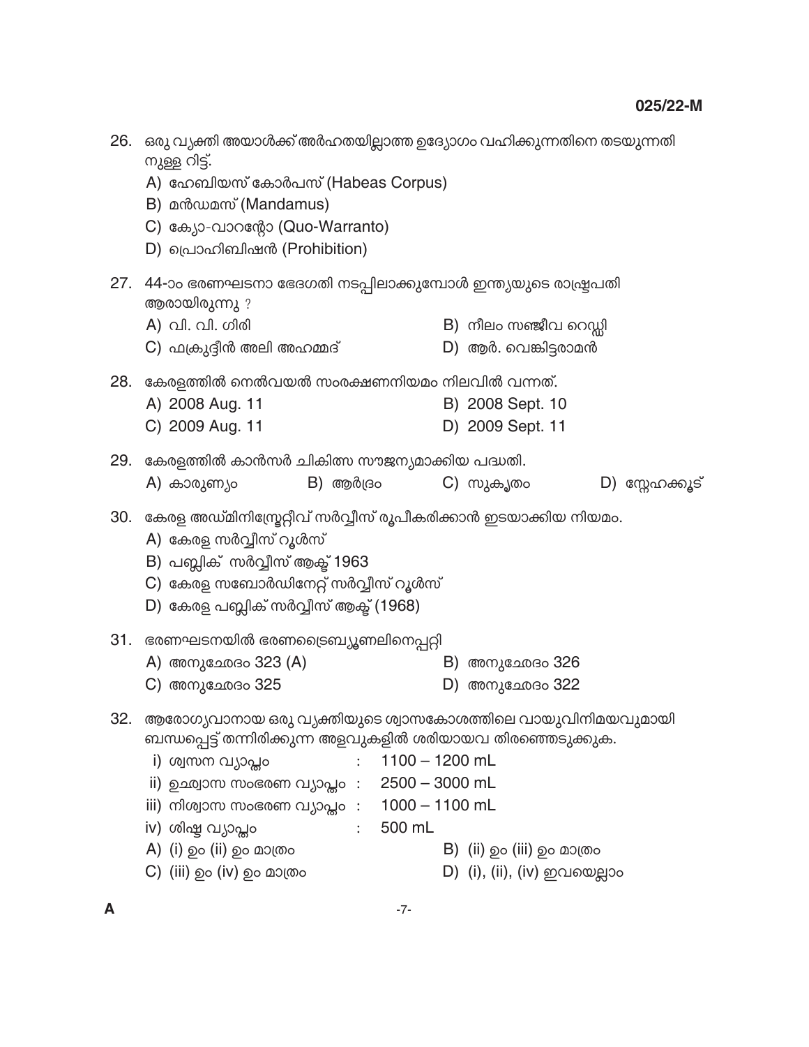26. ഒരു വ്യക്തി അയാൾക്ക് അർഹതയില്ലാത്ത ഉദ്യോഗം വഹിക്കുന്നതിനെ തടയുന്നതിനുള്ള റിട്ട്.
   A) ഹേബിയസ് കോർപസ് (Habeas Corpus)
   B) മൻഡമസ് (Mandamus)
   C) ക്യോ-വാറന്റോ (Quo-Warranto)
   D) പ്രൊഹിബിഷൻ (Prohibition)

27. 44-ാം ഭരണഘടനാ ഭേദഗതി നടപ്പിലാക്കുമ്പോൾ ഇന്ത്യയുടെ രാഷ്ട്രപതി ആരായിരുന്നു ?
   A) വി. വി. ഗിരി
   B) നീലം സഞ്ജീവ റെഡ്ഡി
   C) ഫക്രുദ്ദീൻ അലി അഹമ്മദ്
   D) ആർ. വെങ്കിട്ടരാമൻ

28. കേരളത്തിൽ നെൽവയൽ സംരക്ഷണനിയമം നിലവിൽ വന്നത്.
   A) 2008 Aug. 11
   B) 2008 Sept. 10
   C) 2009 Aug. 11
   D) 2009 Sept. 11

29. കേരളത്തിൽ കാൻസർ ചികിത്സ സൗജന്യമാക്കിയ പദ്ധതി.
   A) കാരുണ്യം
   B) ആർദ്രം
   C) സുകൃതം
   D) സ്നേഹക്കൂട്

30. കേരള അഡ്മിനിസ്ട്രേറ്റീവ് സർവ്വീസ് രൂപീകരിക്കാൻ ഇടയാക്കിയ നിയമം.
   A) കേരള സർവ്വീസ് റൂൾസ്
   B) പബ്ലിക് സർവ്വീസ് ആക്ട് 1963
   C) കേരള സബോർഡിനേറ്റ് സർവ്വീസ് റൂൾസ്
   D) കേരള പബ്ലിക് സർവ്വീസ് ആക്ട് (1968)

31. ഭരണഘടനയിൽ ഭരണട്രൈബ്യൂണലിനെപ്പറ്റി
   A) അനുച്ഛേദം 323 (A)
   B) അനുച്ഛേദം 326
   C) അനുച്ഛേദം 325
   D) അനുച്ഛേദം 322

32. ആരോഗ്യവാനായ ഒരു വ്യക്തിയുടെ ശ്വാസകോശത്തിലെ വായുവിനിമയവുമായി ബന്ധപ്പെട്ട് തന്നിരിക്കുന്ന അളവുകളിൽ ശരിയായവ തിരഞ്ഞെടുക്കുക.
   i) ശ്വസന വ്യാപ്തം : 1100 – 1200 mL
   ii) ഉച്ഛ്വാസ സംഭരണ വ്യാപ്തം : 2500 – 3000 mL
   iii) നിശ്വാസ സംഭരണ വ്യാപ്തം : 1000 – 1100 mL
   iv) ശിഷ്ട വ്യാപ്തം : 500 mL
   A) (i) ഉം (ii) ഉം മാത്രം
   B) (ii) ഉം (iii) ഉം മാത്രം
   C) (iii) ഉം (iv) ഉം മാത്രം
   D) (i), (ii), (iv) ഇവയെല്ലാം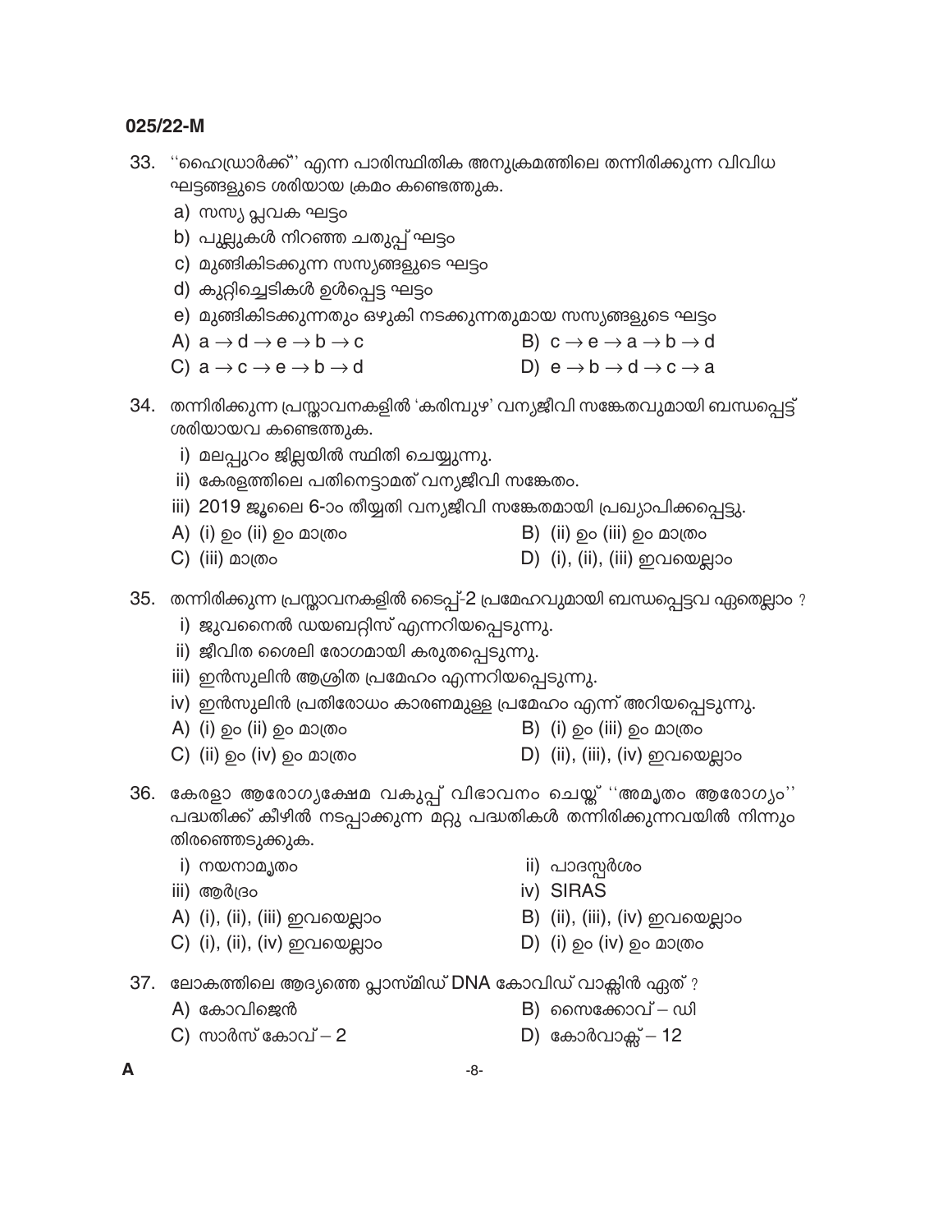33. ''ഹൈഡ്രാർക്ക്'' എന്ന പാരിസ്ഥിതിക അനുക്രമത്തിലെ തന്നിരിക്കുന്ന വിവിധ ഘട്ടങ്ങളുടെ ശരിയായ ക്രമം കണ്ടെത്തുക.

a) സസ്യ പ്ലവക ഘട്ടം
b) പുല്ലുകൾ നിറഞ്ഞ ചതുപ്പ് ഘട്ടം
c) മുങ്ങികിടക്കുന്ന സസ്യങ്ങളുടെ ഘട്ടം
d) കുറ്റിച്ചെടികൾ ഉൾപ്പെട്ട ഘട്ടം
e) മുങ്ങികിടക്കുന്നതും ഒഴുകി നടക്കുന്നതുമായ സസ്യങ്ങളുടെ ഘട്ടം

A) a → d → e → b → c
B) c → e → a → b → d
C) a → c → e → b → d
D) e → b → d → c → a

34. തന്നിരിക്കുന്ന പ്രസ്താവനകളിൽ 'കരിമ്പുഴ' വന്യജീവി സങ്കേതവുമായി ബന്ധപ്പെട്ട് ശരിയായവ കണ്ടെത്തുക.

i) മലപ്പുറം ജില്ലയിൽ സ്ഥിതി ചെയ്യുന്നു.
ii) കേരളത്തിലെ പതിനെട്ടാമത് വന്യജീവി സങ്കേതം.
iii) 2019 ജൂലൈ 6-ാം തീയ്യതി വന്യജീവി സങ്കേതമായി പ്രഖ്യാപിക്കപ്പെട്ടു.

A) (i) ഉം (ii) ഉം മാത്രം
B) (ii) ഉം (iii) ഉം മാത്രം
C) (iii) മാത്രം
D) (i), (ii), (iii) ഇവയെല്ലാം

35. തന്നിരിക്കുന്ന പ്രസ്താവനകളിൽ ടൈപ്പ്-2 പ്രമേഹവുമായി ബന്ധപ്പെട്ടവ ഏതെല്ലാം ?

i) ജുവനൈൽ ഡയബറ്റിസ് എന്നറിയപ്പെടുന്നു.
ii) ജീവിത ശൈലി രോഗമായി കരുതപ്പെടുന്നു.
iii) ഇൻസുലിൻ ആശ്രിത പ്രമേഹം എന്നറിയപ്പെടുന്നു.
iv) ഇൻസുലിൻ പ്രതിരോധം കാരണമുള്ള പ്രമേഹം എന്ന് അറിയപ്പെടുന്നു.

A) (i) ഉം (ii) ഉം മാത്രം
B) (i) ഉം (iii) ഉം മാത്രം
C) (ii) ഉം (iv) ഉം മാത്രം
D) (ii), (iii), (iv) ഇവയെല്ലാം

36. കേരളാ ആരോഗ്യക്ഷേമ വകുപ്പ് വിഭാവനം ചെയ്ത് ''അമൃതം ആരോഗ്യം'' പദ്ധതിക്ക് കീഴിൽ നടപ്പാക്കുന്ന മറ്റു പദ്ധതികൾ തന്നിരിക്കുന്നവയിൽ നിന്നും തിരഞ്ഞെടുക്കുക.

i) നയനാമൃതം
ii) പാദസ്പർശം
iii) ആർദ്രം
iv) SIRAS

A) (i), (ii), (iii) ഇവയെല്ലാം
B) (ii), (iii), (iv) ഇവയെല്ലാം
C) (i), (ii), (iv) ഇവയെല്ലാം
D) (i) ഉം (iv) ഉം മാത്രം

37. ലോകത്തിലെ ആദ്യത്തെ പ്ലാസ്മിഡ് DNA കോവിഡ് വാക്സിൻ ഏത് ?

A) കോവിജെൻ
B) സൈക്കോവ് – ഡി
C) സാർസ് കോവ് – 2
D) കോർവാക്സ് – 12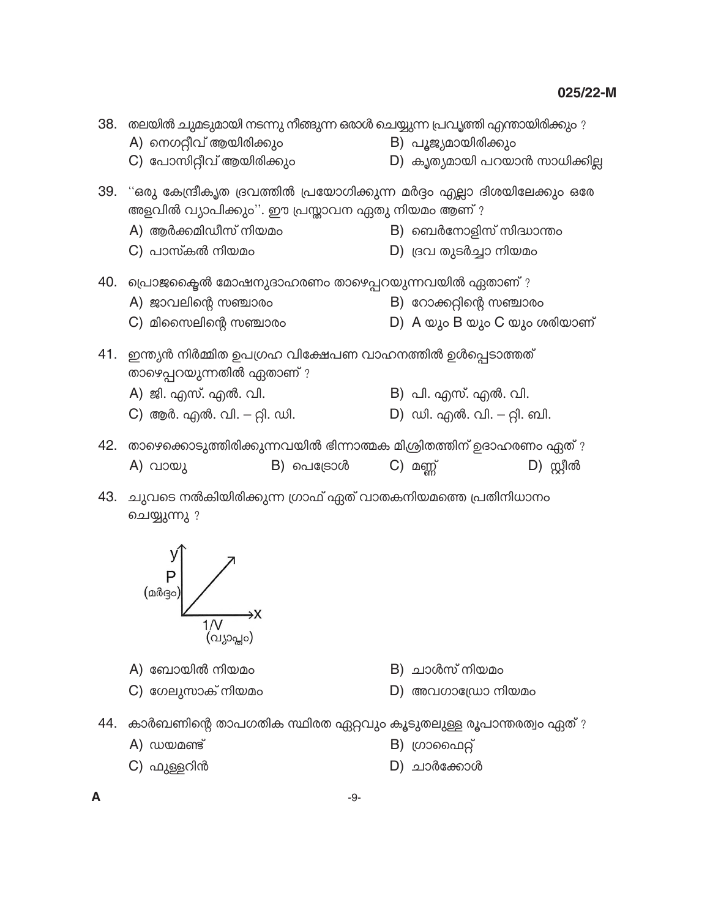38. തലയിൽ ചുമടുമായി നടന്നു നീങ്ങുന്ന ഒരാൾ ചെയ്യുന്ന പ്രവൃത്തി എന്തായിരിക്കും ?

A) നെഗറ്റീവ് ആയിരിക്കും
B) പൂജ്യമായിരിക്കും
C) പോസിറ്റീവ് ആയിരിക്കും
D) കൃത്യമായി പറയാൻ സാധിക്കില്ല

39. ''ഒരു കേന്ദ്രീകൃത ദ്രവത്തിൽ പ്രയോഗിക്കുന്ന മർദ്ദം എല്ലാ ദിശയിലേക്കും ഒരേ അളവിൽ വ്യാപിക്കും''. ഈ പ്രസ്താവന ഏതു നിയമം ആണ് ?

A) ആർക്കമിഡീസ് നിയമം
B) ബെർനോളിസ് സിദ്ധാന്തം
C) പാസ്കൽ നിയമം
D) ദ്രവ തുടർച്ചാ നിയമം

40. പ്രൊജക്ടൈൽ മോഷനുദാഹരണം താഴെപ്പറയുന്നവയിൽ ഏതാണ് ?

A) ജാവലിന്റെ സഞ്ചാരം
B) റോക്കറ്റിന്റെ സഞ്ചാരം
C) മിസൈലിന്റെ സഞ്ചാരം
D) A യും B യും C യും ശരിയാണ്

41. ഇന്ത്യൻ നിർമ്മിത ഉപഗ്രഹ വിക്ഷേപണ വാഹനത്തിൽ ഉൾപ്പെടാത്തത് താഴെപ്പറയുന്നതിൽ ഏതാണ് ?

A) ജി. എസ്. എൽ. വി.
B) പി. എസ്. എൽ. വി.
C) ആർ. എൽ. വി. – റ്റി. ഡി.
D) ഡി. എൽ. വി. – റ്റി. ബി.

42. താഴെക്കൊടുത്തിരിക്കുന്നവയിൽ ഭിന്നാത്മക മിശ്രിതത്തിന് ഉദാഹരണം ഏത് ?

A) വായു
B) പെട്രോൾ
C) മണ്ണ്
D) സ്റ്റീൽ

43. ചുവടെ നൽകിയിരിക്കുന്ന ഗ്രാഫ് ഏത് വാതകനിയമത്തെ പ്രതിനിധാനം ചെയ്യുന്നു ?

(Graph: y-axis P (മർദ്ദം), x-axis $1/V$ (വ്യാപ്തം), straight line through origin)

A) ബോയിൽ നിയമം
B) ചാൾസ് നിയമം
C) ഗേലുസാക് നിയമം
D) അവഗാഡ്രോ നിയമം

44. കാർബണിന്റെ താപഗതിക സ്ഥിരത ഏറ്റവും കൂടുതലുള്ള രൂപാന്തരത്വം ഏത് ?

A) ഡയമണ്ട്
B) ഗ്രാഫൈറ്റ്
C) ഫുള്ളറിൻ
D) ചാർക്കോൾ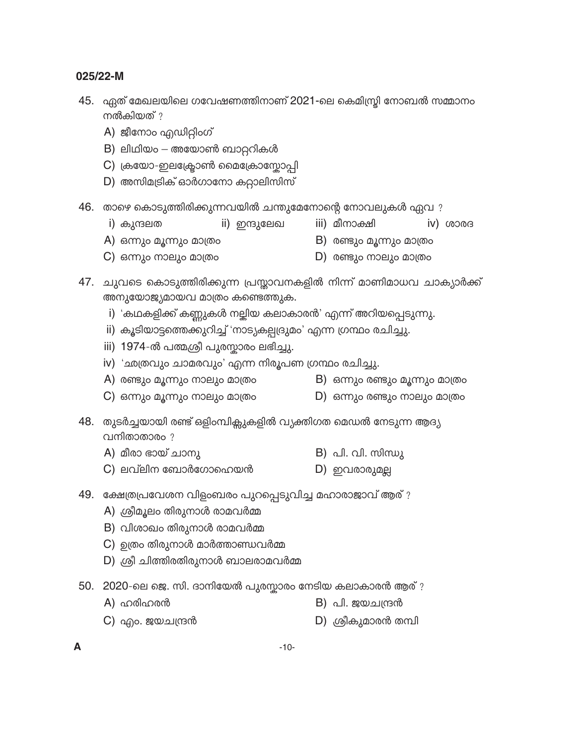45. ഏത് മേഖലയിലെ ഗവേഷണത്തിനാണ് 2021-ലെ കെമിസ്ട്രി നോബൽ സമ്മാനം നൽകിയത് ?
   A) ജീനോം എഡിറ്റിംഗ്
   B) ലിഥിയം – അയോൺ ബാറ്ററികൾ
   C) ക്രയോ-ഇലക്ട്രോൺ മൈക്രോസ്കോപ്പി
   D) അസിമട്രിക് ഓർഗാനോ കറ്റാലിസിസ്

46. താഴെ കൊടുത്തിരിക്കുന്നവയിൽ ചന്തുമേനോന്റെ നോവലുകൾ ഏവ ?
   i) കുന്ദലത
   ii) ഇന്ദുലേഖ
   iii) മീനാക്ഷി
   iv) ശാരദ
   A) ഒന്നും മൂന്നും മാത്രം
   B) രണ്ടും മൂന്നും മാത്രം
   C) ഒന്നും നാലും മാത്രം
   D) രണ്ടും നാലും മാത്രം

47. ചുവടെ കൊടുത്തിരിക്കുന്ന പ്രസ്താവനകളിൽ നിന്ന് മാണിമാധവ ചാക്യാർക്ക് അനുയോജ്യമായവ മാത്രം കണ്ടെത്തുക.
   i) 'കഥകളിക്ക് കണ്ണുകൾ നല്കിയ കലാകാരൻ' എന്ന് അറിയപ്പെടുന്നു.
   ii) കൂടിയാട്ടത്തെക്കുറിച്ച് 'നാട്യകല്പദ്രുമം' എന്ന ഗ്രന്ഥം രചിച്ചു.
   iii) 1974-ൽ പത്മശ്രീ പുരസ്കാരം ലഭിച്ചു.
   iv) 'ഛത്രവും ചാമരവും' എന്ന നിരൂപണ ഗ്രന്ഥം രചിച്ചു.
   A) രണ്ടും മൂന്നും നാലും മാത്രം
   B) ഒന്നും രണ്ടും മൂന്നും മാത്രം
   C) ഒന്നും മൂന്നും നാലും മാത്രം
   D) ഒന്നും രണ്ടും നാലും മാത്രം

48. തുടർച്ചയായി രണ്ട് ഒളിമ്പിക്സുകളിൽ വ്യക്തിഗത മെഡൽ നേടുന്ന ആദ്യ വനിതാതാരം ?
   A) മീരാ ഭായ് ചാനു
   B) പി. വി. സിന്ധു
   C) ലവ്‌ലിന ബോർഗോഹെയൻ
   D) ഇവരാരുമല്ല

49. ക്ഷേത്രപ്രവേശന വിളംബരം പുറപ്പെടുവിച്ച മഹാരാജാവ് ആര് ?
   A) ശ്രീമൂലം തിരുനാൾ രാമവർമ്മ
   B) വിശാഖം തിരുനാൾ രാമവർമ്മ
   C) ഉത്രം തിരുനാൾ മാർത്താണ്ഡവർമ്മ
   D) ശ്രീ ചിത്തിരതിരുനാൾ ബാലരാമവർമ്മ

50. 2020-ലെ ജെ. സി. ദാനിയേൽ പുരസ്കാരം നേടിയ കലാകാരൻ ആര് ?
   A) ഹരിഹരൻ
   B) പി. ജയചന്ദ്രൻ
   C) എം. ജയചന്ദ്രൻ
   D) ശ്രീകുമാരൻ തമ്പി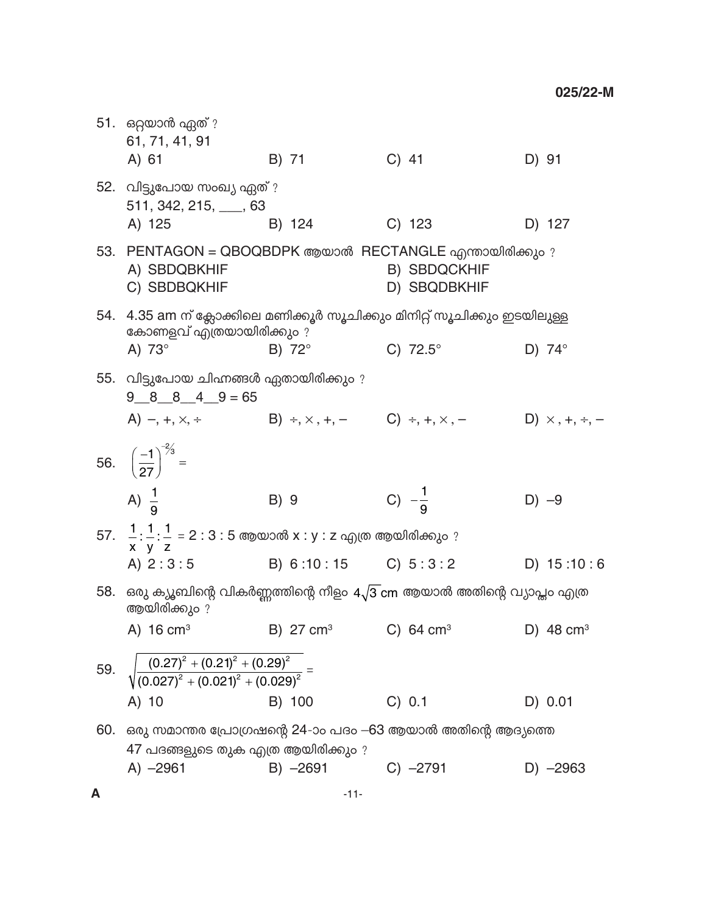51. ഒറ്റയാൻ ഏത് ?
61, 71, 41, 91
A) 61
B) 71
C) 41
D) 91

52. വിട്ടുപോയ സംഖ്യ ഏത് ?
511, 342, 215, ___, 63
A) 125
B) 124
C) 123
D) 127

53. PENTAGON = QBOQBDPK ആയാൽ RECTANGLE എന്തായിരിക്കും ?
A) SBDQBKHIF
B) SBDQCKHIF
C) SBDBQKHIF
D) SBQDBKHIF

54. 4.35 am ന് ക്ലോക്കിലെ മണിക്കൂർ സൂചിക്കും മിനിറ്റ് സൂചിക്കും ഇടയിലുള്ള കോണളവ് എത്രയായിരിക്കും ?
A) 73°
B) 72°
C) 72.5°
D) 74°

55. വിട്ടുപോയ ചിഹ്നങ്ങൾ ഏതായിരിക്കും ?
9\_\_8\_\_8\_\_4\_\_9 = 65
A) $-, +, \times, \div$
B) $\div, \times, +, -$
C) $\div, +, \times, -$
D) $\times, +, \div, -$

56. $\left(\frac{-1}{27}\right)^{-2/3} =$
A) $\frac{1}{9}$
B) 9
C) $-\frac{1}{9}$
D) –9

57. $\frac{1}{x}:\frac{1}{y}:\frac{1}{z} = 2:3:5$ ആയാൽ x : y : z എത്ര ആയിരിക്കും ?
A) 2 : 3 : 5
B) 6 :10 : 15
C) 5 : 3 : 2
D) 15 :10 : 6

58. ഒരു ക്യൂബിന്റെ വികർണ്ണത്തിന്റെ നീളം $4\sqrt{3}$ cm ആയാൽ അതിന്റെ വ്യാപ്തം എത്ര ആയിരിക്കും ?
A) 16 cm³
B) 27 cm³
C) 64 cm³
D) 48 cm³

59. $\sqrt{\frac{(0.27)^2 + (0.21)^2 + (0.29)^2}{(0.027)^2 + (0.021)^2 + (0.029)^2}} =$
A) 10
B) 100
C) 0.1
D) 0.01

60. ഒരു സമാന്തര പ്രോഗ്രഷന്റെ 24-ാം പദം –63 ആയാൽ അതിന്റെ ആദ്യത്തെ 47 പദങ്ങളുടെ തുക എത്ര ആയിരിക്കും ?
A) –2961
B) –2691
C) –2791
D) –2963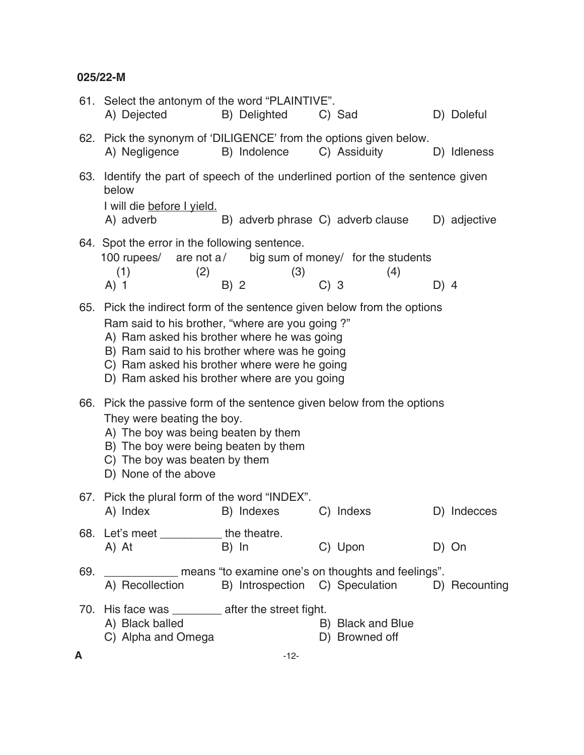61. Select the antonym of the word "PLAINTIVE".
   A) Dejected B) Delighted C) Sad D) Doleful

62. Pick the synonym of 'DILIGENCE' from the options given below.
   A) Negligence B) Indolence C) Assiduity D) Idleness

63. Identify the part of speech of the underlined portion of the sentence given below

   I will die <u>before I yield.</u>

   A) adverb B) adverb phrase C) adverb clause D) adjective

64. Spot the error in the following sentence.

   100 rupees/ (1) are not a/ (2) big sum of money/ (3) for the students (4)

   A) 1 B) 2 C) 3 D) 4

65. Pick the indirect form of the sentence given below from the options

   Ram said to his brother, "where are you going ?"

   A) Ram asked his brother where he was going
   B) Ram said to his brother where was he going
   C) Ram asked his brother where were he going
   D) Ram asked his brother where are you going

66. Pick the passive form of the sentence given below from the options

   They were beating the boy.

   A) The boy was being beaten by them
   B) The boy were being beaten by them
   C) The boy was beaten by them
   D) None of the above

67. Pick the plural form of the word "INDEX".
   A) Index B) Indexes C) Indexs D) Indecces

68. Let's meet __________ the theatre.
   A) At B) In C) Upon D) On

69. ___________ means "to examine one's on thoughts and feelings".
   A) Recollection B) Introspection C) Speculation D) Recounting

70. His face was ________ after the street fight.
   A) Black balled
   B) Black and Blue
   C) Alpha and Omega
   D) Browned off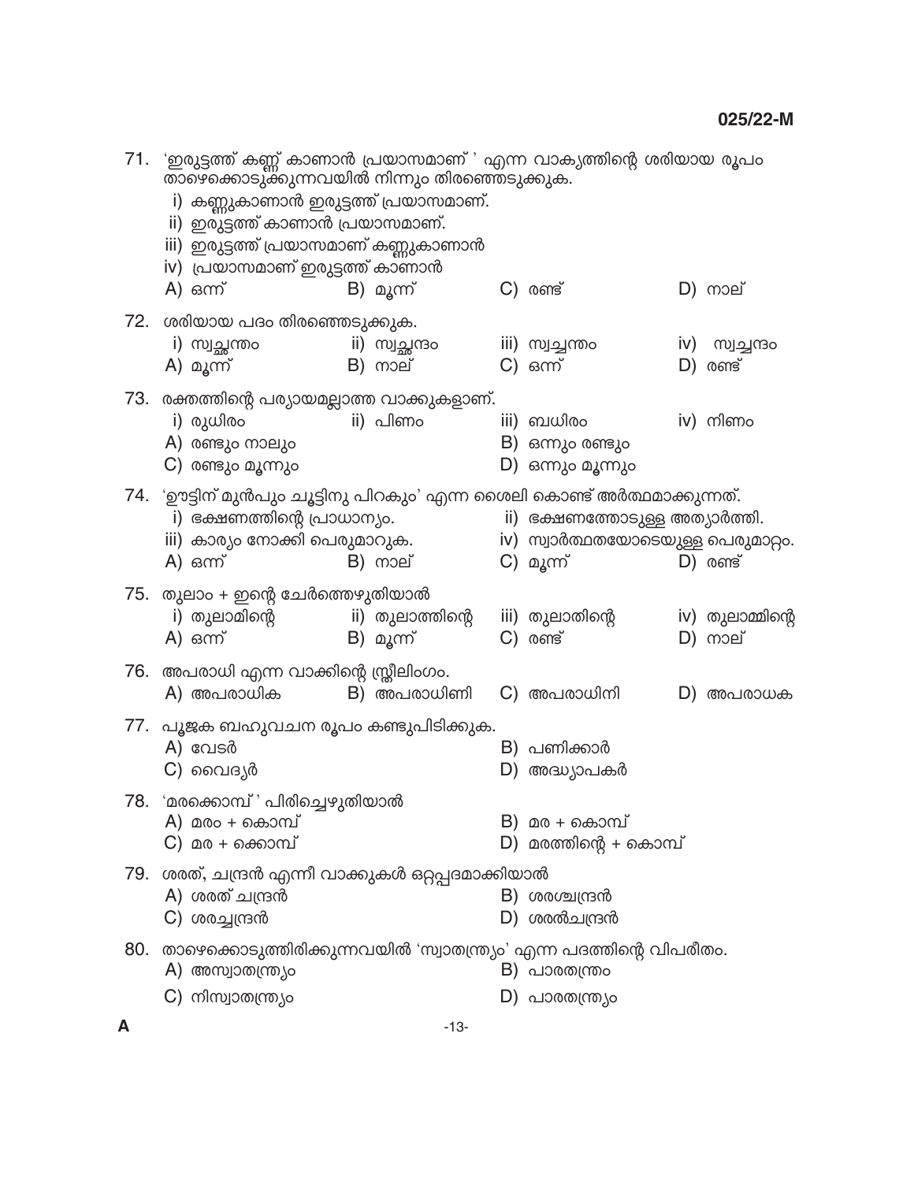71. 'ഇരുട്ടത്ത് കണ്ണ് കാണാൻ പ്രയാസമാണ് ' എന്ന വാക്യത്തിന്റെ ശരിയായ രൂപം താഴെക്കൊടുക്കുന്നവയിൽ നിന്നും തിരഞ്ഞെടുക്കുക.

i) കണ്ണുകാണാൻ ഇരുട്ടത്ത് പ്രയാസമാണ്.
ii) ഇരുട്ടത്ത് കാണാൻ പ്രയാസമാണ്.
iii) ഇരുട്ടത്ത് പ്രയാസമാണ് കണ്ണുകാണാൻ
iv) പ്രയാസമാണ് ഇരുട്ടത്ത് കാണാൻ

A) ഒന്ന്　B) മൂന്ന്　C) രണ്ട്　D) നാല്

72. ശരിയായ പദം തിരഞ്ഞെടുക്കുക.

i) സ്വച്ഛന്തം　ii) സ്വച്ഛന്ദം　iii) സ്വച്ചന്തം　iv) സ്വച്ചന്ദം

A) മൂന്ന്　B) നാല്　C) ഒന്ന്　D) രണ്ട്

73. രക്തത്തിന്റെ പര്യായമല്ലാത്ത വാക്കുകളാണ്.

i) രുധിരം　ii) പിണം　iii) ബധിരം　iv) നിണം

A) രണ്ടും നാലും
B) ഒന്നും രണ്ടും
C) രണ്ടും മൂന്നും
D) ഒന്നും മൂന്നും

74. 'ഊട്ടിന് മുൻപും ചൂട്ടിനു പിറകും' എന്ന ശൈലി കൊണ്ട് അർത്ഥമാക്കുന്നത്.

i) ഭക്ഷണത്തിന്റെ പ്രാധാന്യം.
ii) ഭക്ഷണത്തോടുള്ള അത്യാർത്തി.
iii) കാര്യം നോക്കി പെരുമാറുക.
iv) സ്വാർത്ഥതയോടെയുള്ള പെരുമാറ്റം.

A) ഒന്ന്　B) നാല്　C) മൂന്ന്　D) രണ്ട്

75. തുലാം + ഇന്റെ ചേർത്തെഴുതിയാൽ

i) തുലാമിന്റെ　ii) തുലാത്തിന്റെ　iii) തുലാതിന്റെ　iv) തുലാമ്മിന്റെ

A) ഒന്ന്　B) മൂന്ന്　C) രണ്ട്　D) നാല്

76. അപരാധി എന്ന വാക്കിന്റെ സ്ത്രീലിംഗം.

A) അപരാധിക　B) അപരാധിണി　C) അപരാധിനി　D) അപരാധക

77. പൂജക ബഹുവചന രൂപം കണ്ടുപിടിക്കുക.

A) വേടർ
B) പണിക്കാർ
C) വൈദ്യർ
D) അദ്ധ്യാപകർ

78. 'മരക്കൊമ്പ് ' പിരിച്ചെഴുതിയാൽ

A) മരം + കൊമ്പ്
B) മര + കൊമ്പ്
C) മര + ക്കൊമ്പ്
D) മരത്തിന്റെ + കൊമ്പ്

79. ശരത്, ചന്ദ്രൻ എന്നീ വാക്കുകൾ ഒറ്റപ്പദമാക്കിയാൽ

A) ശരത് ചന്ദ്രൻ
B) ശരശ്ചന്ദ്രൻ
C) ശരച്ചന്ദ്രൻ
D) ശരൽചന്ദ്രൻ

80. താഴെക്കൊടുത്തിരിക്കുന്നവയിൽ 'സ്വാതന്ത്ര്യം' എന്ന പദത്തിന്റെ വിപരീതം.

A) അസ്വാതന്ത്ര്യം
B) പാരതന്ത്രം
C) നിസ്വാതന്ത്ര്യം
D) പാരതന്ത്ര്യം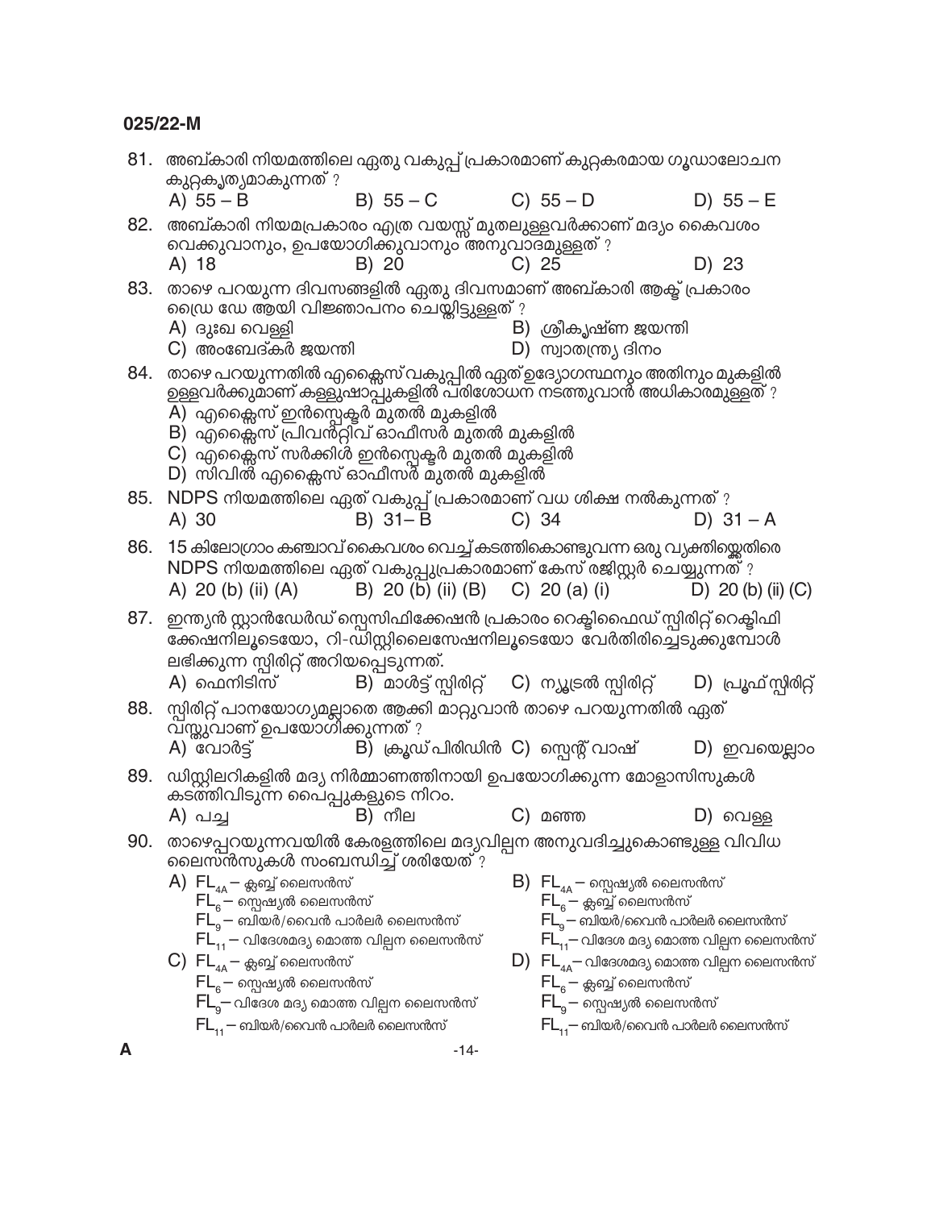81. അബ്കാരി നിയമത്തിലെ ഏതു വകുപ്പ് പ്രകാരമാണ് കുറ്റകരമായ ഗൂഡാലോചന കുറ്റകൃത്യമാകുന്നത് ?

A) 55 – B
B) 55 – C
C) 55 – D
D) 55 – E

82. അബ്കാരി നിയമപ്രകാരം എത്ര വയസ്സ് മുതലുള്ളവർക്കാണ് മദ്യം കൈവശം വെക്കുവാനും, ഉപയോഗിക്കുവാനും അനുവാദമുള്ളത് ?

A) 18
B) 20
C) 25
D) 23

83. താഴെ പറയുന്ന ദിവസങ്ങളിൽ ഏതു ദിവസമാണ് അബ്കാരി ആക്ട് പ്രകാരം ഡ്രൈ ഡേ ആയി വിജ്ഞാപനം ചെയ്തിട്ടുള്ളത് ?

A) ദുഃഖ വെള്ളി
B) ശ്രീകൃഷ്ണ ജയന്തി
C) അംബേദ്കർ ജയന്തി
D) സ്വാതന്ത്ര്യ ദിനം

84. താഴെ പറയുന്നതിൽ എക്സൈസ് വകുപ്പിൽ ഏത് ഉദ്യോഗസ്ഥനും അതിനും മുകളിൽ ഉള്ളവർക്കുമാണ് കള്ളുഷാപ്പുകളിൽ പരിശോധന നടത്തുവാൻ അധികാരമുള്ളത് ?

A) എക്സൈസ് ഇൻസ്പെക്ടർ മുതൽ മുകളിൽ
B) എക്സൈസ് പ്രിവന്റീവ് ഓഫീസർ മുതൽ മുകളിൽ
C) എക്സൈസ് സർക്കിൾ ഇൻസ്പെക്ടർ മുതൽ മുകളിൽ
D) സിവിൽ എക്സൈസ് ഓഫീസർ മുതൽ മുകളിൽ

85. NDPS നിയമത്തിലെ ഏത് വകുപ്പ് പ്രകാരമാണ് വധ ശിക്ഷ നൽകുന്നത് ?

A) 30
B) 31 – B
C) 34
D) 31 – A

86. 15 കിലോഗ്രാം കഞ്ചാവ് കൈവശം വെച്ച് കടത്തികൊണ്ടുവന്ന ഒരു വ്യക്തിയ്ക്കെതിരെ NDPS നിയമത്തിലെ ഏത് വകുപ്പുപ്രകാരമാണ് കേസ് രജിസ്റ്റർ ചെയ്യുന്നത് ?

A) 20 (b) (ii) (A)
B) 20 (b) (ii) (B)
C) 20 (a) (i)
D) 20 (b) (ii) (C)

87. ഇന്ത്യൻ സ്റ്റാൻഡേർഡ് സ്പെസിഫിക്കേഷൻ പ്രകാരം റെക്ടിഫൈഡ് സ്പിരിറ്റ് റെക്ടിഫിക്കേഷനിലൂടെയോ, റി-ഡിസ്റ്റിലൈസേഷനിലൂടെയോ വേർതിരിച്ചെടുക്കുമ്പോൾ ലഭിക്കുന്ന സ്പിരിറ്റ് അറിയപ്പെടുന്നത്.

A) ഫെനിടിസ്
B) മാൾട്ട് സ്പിരിറ്റ്
C) ന്യൂട്രൽ സ്പിരിറ്റ്
D) പ്രൂഫ് സ്പിരിറ്റ്

88. സ്പിരിറ്റ് പാനയോഗ്യമല്ലാതെ ആക്കി മാറ്റുവാൻ താഴെ പറയുന്നതിൽ ഏത് വസ്തുവാണ് ഉപയോഗിക്കുന്നത് ?

A) വോർട്ട്
B) ക്രൂഡ് പിരിഡിൻ
C) സ്പെന്റ് വാഷ്
D) ഇവയെല്ലാം

89. ഡിസ്റ്റിലറികളിൽ മദ്യ നിർമ്മാണത്തിനായി ഉപയോഗിക്കുന്ന മോളാസിസുകൾ കടത്തിവിടുന്ന പൈപ്പുകളുടെ നിറം.

A) പച്ച
B) നീല
C) മഞ്ഞ
D) വെള്ള

90. താഴെപ്പറയുന്നവയിൽ കേരളത്തിലെ മദ്യവില്പന അനുവദിച്ചുകൊണ്ടുള്ള വിവിധ ലൈസൻസുകൾ സംബന്ധിച്ച് ശരിയേത് ?

A) $FL_{4A}$ – ക്ലബ്ബ് ലൈസൻസ്
$FL_6$ – സ്പെഷ്യൽ ലൈസൻസ്
$FL_9$ – ബിയർ/വൈൻ പാർലർ ലൈസൻസ്
$FL_{11}$ – വിദേശമദ്യ മൊത്ത വില്പന ലൈസൻസ്

B) $FL_{4A}$ – സ്പെഷ്യൽ ലൈസൻസ്
$FL_6$ – ക്ലബ്ബ് ലൈസൻസ്
$FL_9$ – ബിയർ/വൈൻ പാർലർ ലൈസൻസ്
$FL_{11}$ – വിദേശ മദ്യ മൊത്ത വില്പന ലൈസൻസ്

C) $FL_{4A}$ – ക്ലബ്ബ് ലൈസൻസ്
$FL_6$ – സ്പെഷ്യൽ ലൈസൻസ്
$FL_9$ – വിദേശ മദ്യ മൊത്ത വില്പന ലൈസൻസ്
$FL_{11}$ – ബിയർ/വൈൻ പാർലർ ലൈസൻസ്

D) $FL_{4A}$ – വിദേശമദ്യ മൊത്ത വില്പന ലൈസൻസ്
$FL_6$ – ക്ലബ്ബ് ലൈസൻസ്
$FL_9$ – സ്പെഷ്യൽ ലൈസൻസ്
$FL_{11}$ – ബിയർ/വൈൻ പാർലർ ലൈസൻസ്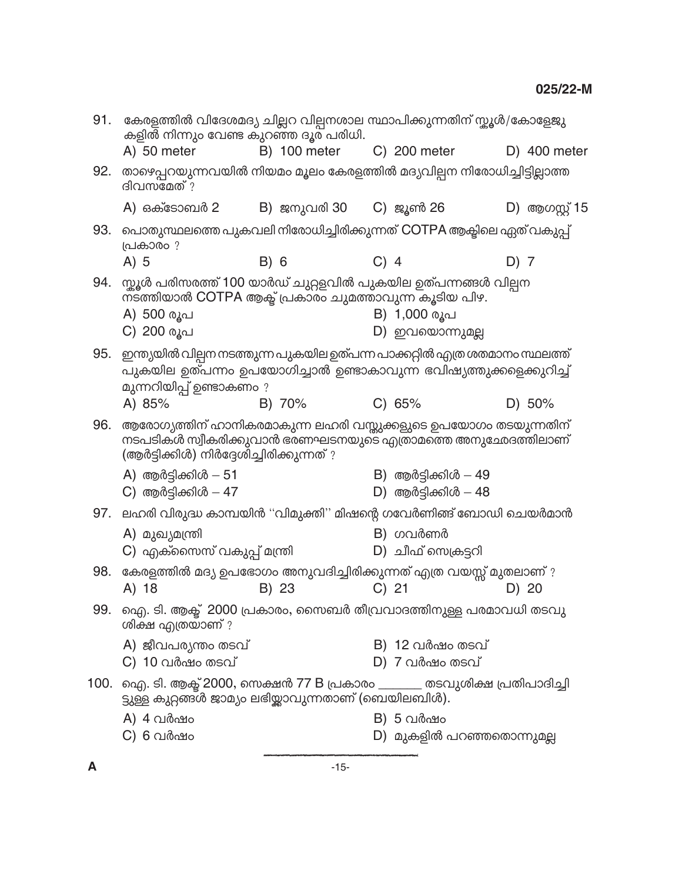91. കേരളത്തിൽ വിദേശമദ്യ ചില്ലറ വില്പനശാല സ്ഥാപിക്കുന്നതിന് സ്കൂൾ/കോളേജുകളിൽ നിന്നും വേണ്ട കുറഞ്ഞ ദൂര പരിധി.

A) 50 meter
B) 100 meter
C) 200 meter
D) 400 meter

92. താഴെപ്പറയുന്നവയിൽ നിയമം മൂലം കേരളത്തിൽ മദ്യവില്പന നിരോധിച്ചിട്ടില്ലാത്ത ദിവസമേത് ?

A) ഒക്ടോബർ 2
B) ജനുവരി 30
C) ജൂൺ 26
D) ആഗസ്റ്റ് 15

93. പൊതുസ്ഥലത്തെ പുകവലി നിരോധിച്ചിരിക്കുന്നത് COTPA ആക്ടിലെ ഏത് വകുപ്പ് പ്രകാരം ?

A) 5
B) 6
C) 4
D) 7

94. സ്കൂൾ പരിസരത്ത് 100 യാർഡ് ചുറ്റളവിൽ പുകയില ഉത്പന്നങ്ങൾ വില്പന നടത്തിയാൽ COTPA ആക്ട് പ്രകാരം ചുമത്താവുന്ന കൂടിയ പിഴ.

A) 500 രൂപ
B) 1,000 രൂപ
C) 200 രൂപ
D) ഇവയൊന്നുമല്ല

95. ഇന്ത്യയിൽ വില്പന നടത്തുന്ന പുകയില ഉത്പന്ന പാക്കറ്റിൽ എത്ര ശതമാനം സ്ഥലത്ത് പുകയില ഉത്പന്നം ഉപയോഗിച്ചാൽ ഉണ്ടാകാവുന്ന ഭവിഷ്യത്തുക്കളെക്കുറിച്ച് മുന്നറിയിപ്പ് ഉണ്ടാകണം ?

A) 85%
B) 70%
C) 65%
D) 50%

96. ആരോഗ്യത്തിന് ഹാനികരമാകുന്ന ലഹരി വസ്തുക്കളുടെ ഉപയോഗം തടയുന്നതിന് നടപടികൾ സ്വീകരിക്കുവാൻ ഭരണഘടനയുടെ എത്രാമത്തെ അനുഛേദത്തിലാണ് (ആർട്ടിക്കിൾ) നിർദ്ദേശിച്ചിരിക്കുന്നത് ?

A) ആർട്ടിക്കിൾ – 51
B) ആർട്ടിക്കിൾ – 49
C) ആർട്ടിക്കിൾ – 47
D) ആർട്ടിക്കിൾ – 48

97. ലഹരി വിരുദ്ധ കാമ്പയിൻ "വിമുക്തി" മിഷന്റെ ഗവേർണിങ്ങ് ബോഡി ചെയർമാൻ

A) മുഖ്യമന്ത്രി
B) ഗവർണർ
C) എക്സൈസ് വകുപ്പ് മന്ത്രി
D) ചീഫ് സെക്രട്ടറി

98. കേരളത്തിൽ മദ്യ ഉപഭോഗം അനുവദിച്ചിരിക്കുന്നത് എത്ര വയസ്സ് മുതലാണ് ?

A) 18
B) 23
C) 21
D) 20

99. ഐ. ടി. ആക്ട് 2000 പ്രകാരം, സൈബർ തീവ്രവാദത്തിനുള്ള പരമാവധി തടവു ശിക്ഷ എത്രയാണ് ?

A) ജീവപര്യന്തം തടവ്
B) 12 വർഷം തടവ്
C) 10 വർഷം തടവ്
D) 7 വർഷം തടവ്

100. ഐ. ടി. ആക്ട് 2000, സെക്ഷൻ 77 B പ്രകാരം _______ തടവുശിക്ഷ പ്രതിപാദിച്ചിട്ടുള്ള കുറ്റങ്ങൾ ജാമ്യം ലഭിക്കാവുന്നതാണ് (ബെയിലബിൾ).

A) 4 വർഷം
B) 5 വർഷം
C) 6 വർഷം
D) മുകളിൽ പറഞ്ഞതൊന്നുമല്ല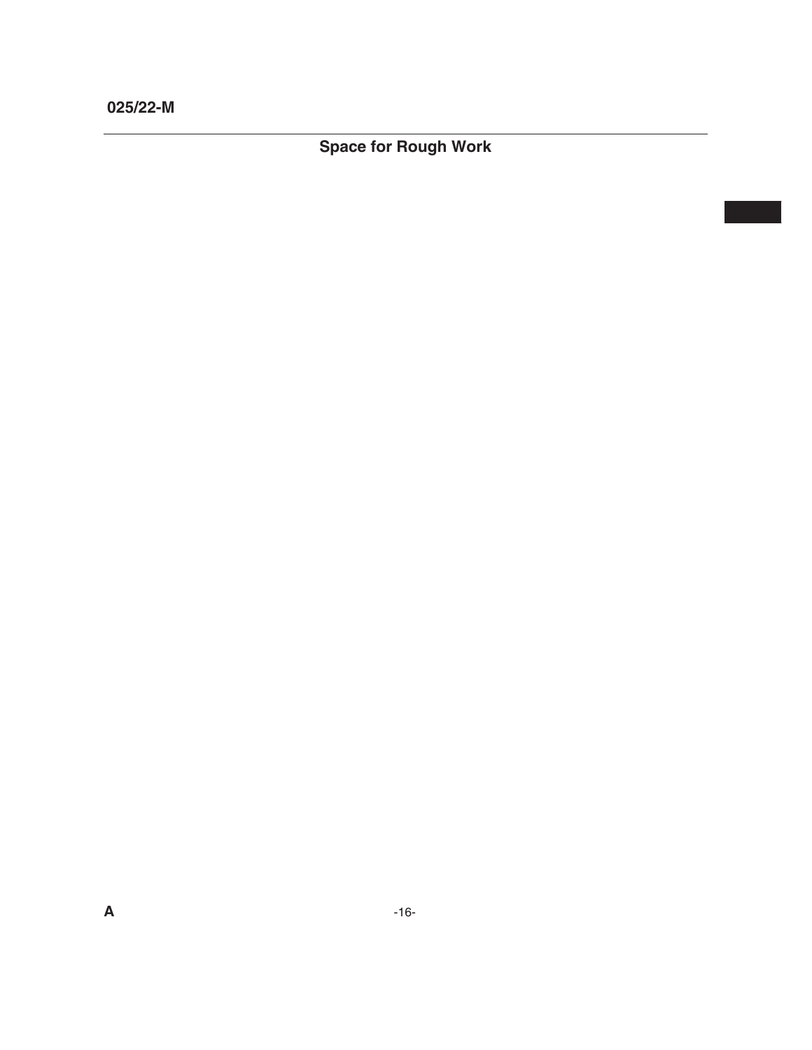## Space for Rough Work